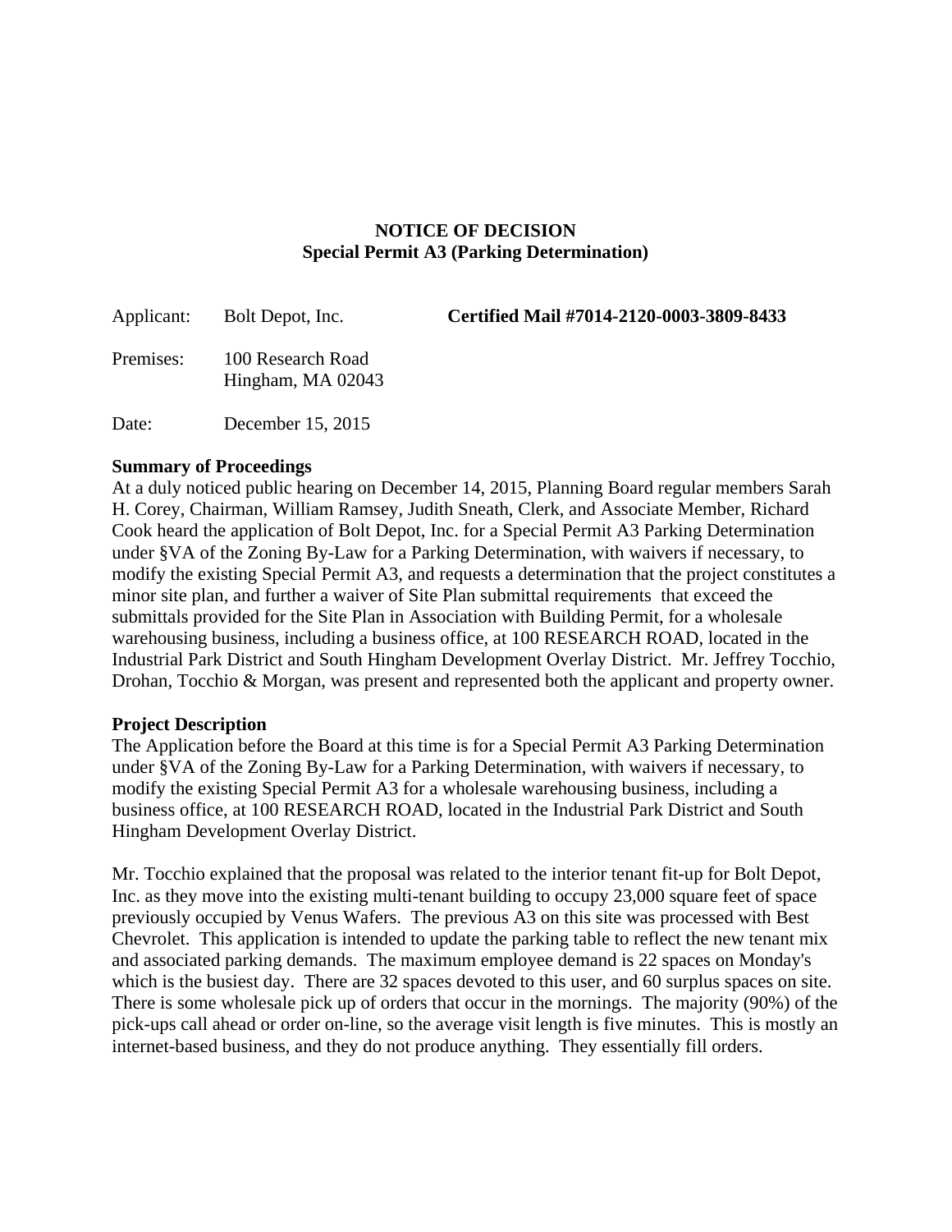**NOTICE OF DECISION**
**Special Permit A3 (Parking Determination)**

Applicant: Bolt Depot, Inc. **Certified Mail #7014-2120-0003-3809-8433**

Premises: 100 Research Road
Hingham, MA 02043

Date: December 15, 2015

**Summary of Proceedings**

At a duly noticed public hearing on December 14, 2015, Planning Board regular members Sarah H. Corey, Chairman, William Ramsey, Judith Sneath, Clerk, and Associate Member, Richard Cook heard the application of Bolt Depot, Inc. for a Special Permit A3 Parking Determination under §VA of the Zoning By-Law for a Parking Determination, with waivers if necessary, to modify the existing Special Permit A3, and requests a determination that the project constitutes a minor site plan, and further a waiver of Site Plan submittal requirements that exceed the submittals provided for the Site Plan in Association with Building Permit, for a wholesale warehousing business, including a business office, at 100 RESEARCH ROAD, located in the Industrial Park District and South Hingham Development Overlay District. Mr. Jeffrey Tocchio, Drohan, Tocchio & Morgan, was present and represented both the applicant and property owner.

**Project Description**

The Application before the Board at this time is for a Special Permit A3 Parking Determination under §VA of the Zoning By-Law for a Parking Determination, with waivers if necessary, to modify the existing Special Permit A3 for a wholesale warehousing business, including a business office, at 100 RESEARCH ROAD, located in the Industrial Park District and South Hingham Development Overlay District.

Mr. Tocchio explained that the proposal was related to the interior tenant fit-up for Bolt Depot, Inc. as they move into the existing multi-tenant building to occupy 23,000 square feet of space previously occupied by Venus Wafers. The previous A3 on this site was processed with Best Chevrolet. This application is intended to update the parking table to reflect the new tenant mix and associated parking demands. The maximum employee demand is 22 spaces on Monday's which is the busiest day. There are 32 spaces devoted to this user, and 60 surplus spaces on site. There is some wholesale pick up of orders that occur in the mornings. The majority (90%) of the pick-ups call ahead or order on-line, so the average visit length is five minutes. This is mostly an internet-based business, and they do not produce anything. They essentially fill orders.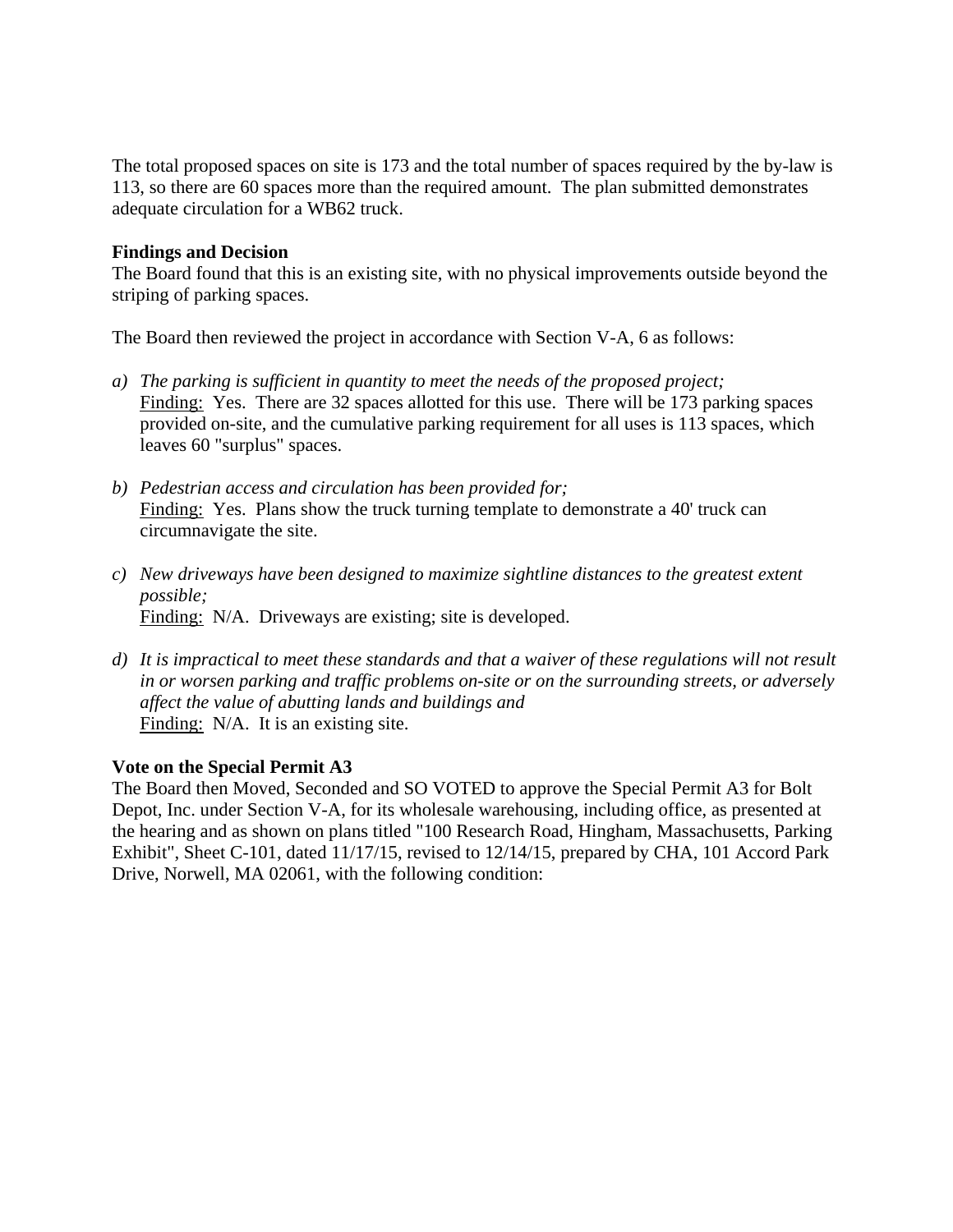The total proposed spaces on site is 173 and the total number of spaces required by the by-law is 113, so there are 60 spaces more than the required amount. The plan submitted demonstrates adequate circulation for a WB62 truck.

**Findings and Decision**

The Board found that this is an existing site, with no physical improvements outside beyond the striping of parking spaces.

The Board then reviewed the project in accordance with Section V-A, 6 as follows:

a) *The parking is sufficient in quantity to meet the needs of the proposed project;*
   Finding: Yes. There are 32 spaces allotted for this use. There will be 173 parking spaces provided on-site, and the cumulative parking requirement for all uses is 113 spaces, which leaves 60 "surplus" spaces.

b) *Pedestrian access and circulation has been provided for;*
   Finding: Yes. Plans show the truck turning template to demonstrate a 40' truck can circumnavigate the site.

c) *New driveways have been designed to maximize sightline distances to the greatest extent possible;*
   Finding: N/A. Driveways are existing; site is developed.

d) *It is impractical to meet these standards and that a waiver of these regulations will not result in or worsen parking and traffic problems on-site or on the surrounding streets, or adversely affect the value of abutting lands and buildings and*
   Finding: N/A. It is an existing site.

**Vote on the Special Permit A3**

The Board then Moved, Seconded and SO VOTED to approve the Special Permit A3 for Bolt Depot, Inc. under Section V-A, for its wholesale warehousing, including office, as presented at the hearing and as shown on plans titled "100 Research Road, Hingham, Massachusetts, Parking Exhibit", Sheet C-101, dated 11/17/15, revised to 12/14/15, prepared by CHA, 101 Accord Park Drive, Norwell, MA 02061, with the following condition: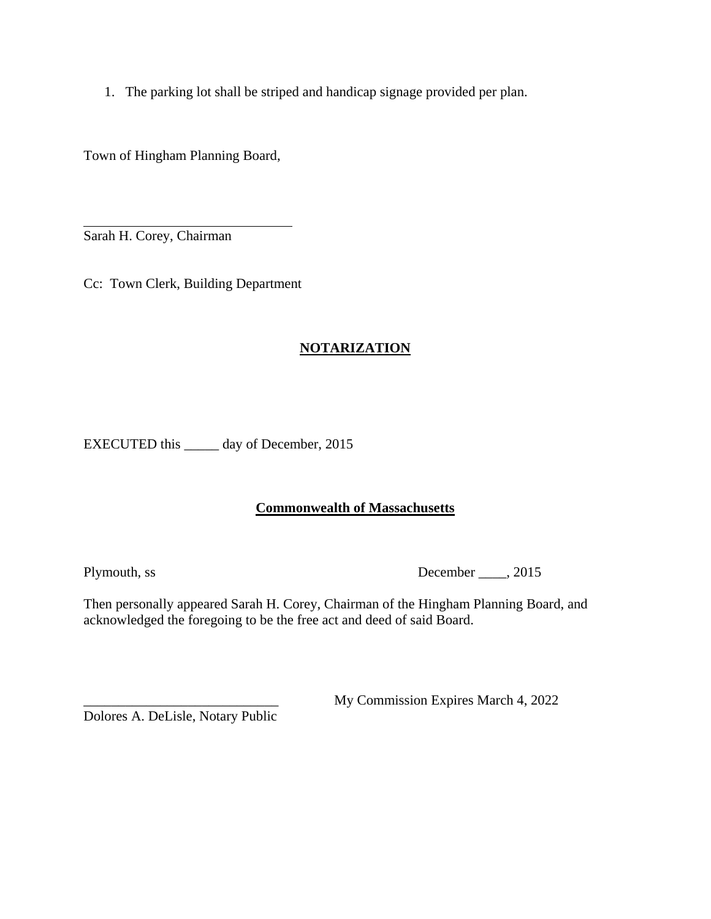1. The parking lot shall be striped and handicap signage provided per plan.

Town of Hingham Planning Board,

\_\_\_\_\_\_\_\_\_\_\_\_\_\_\_\_\_\_\_\_\_\_\_\_\_\_\_\_\_\_\_\_

Sarah H. Corey, Chairman

Cc: Town Clerk, Building Department

**NOTARIZATION**

EXECUTED this _____ day of December, 2015

**Commonwealth of Massachusetts**

Plymouth, ss December ____, 2015

Then personally appeared Sarah H. Corey, Chairman of the Hingham Planning Board, and acknowledged the foregoing to be the free act and deed of said Board.

____________________________ My Commission Expires March 4, 2022

Dolores A. DeLisle, Notary Public